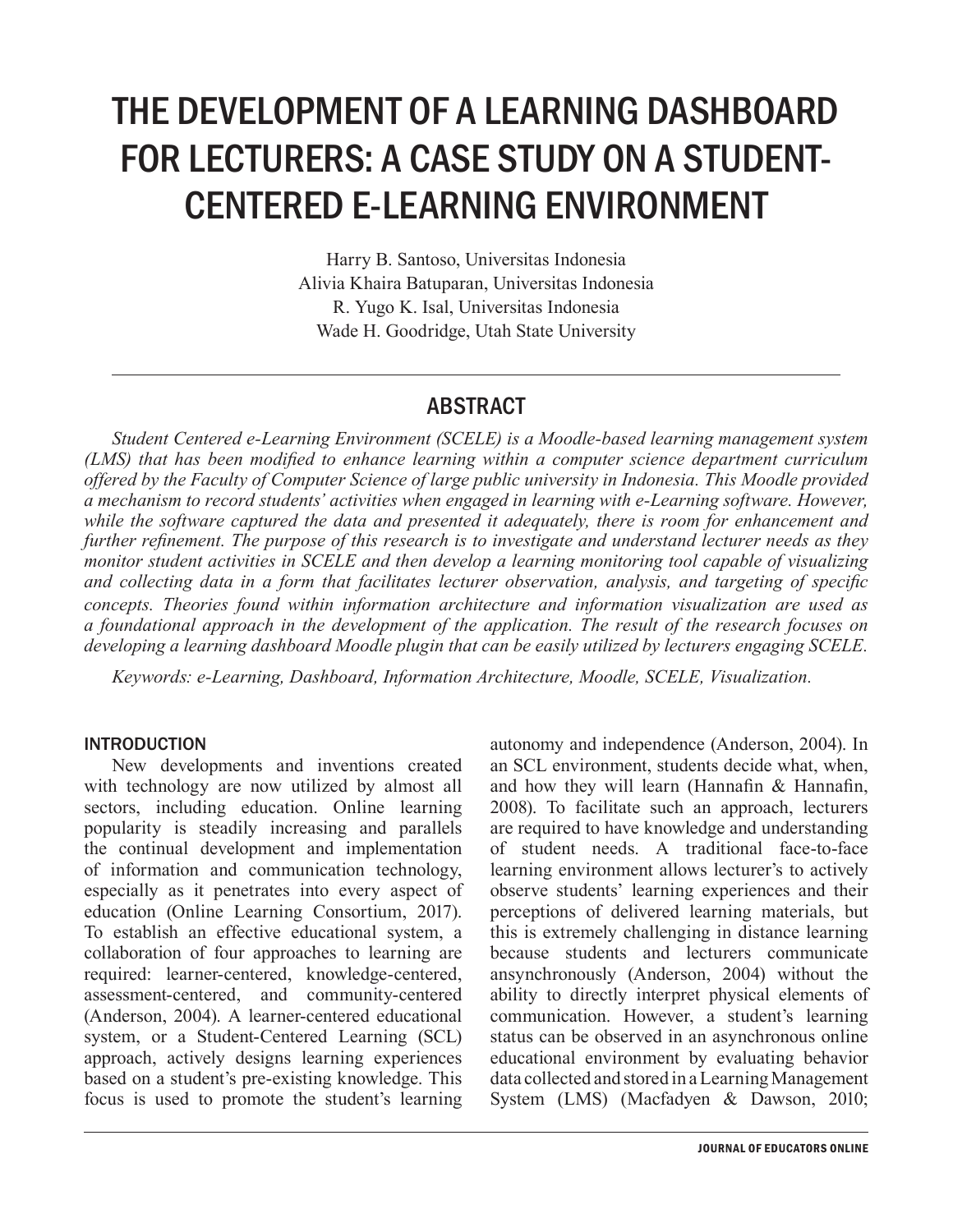# THE DEVELOPMENT OF A LEARNING DASHBOARD FOR LECTURERS: A CASE STUDY ON A STUDENT-CENTERED E-LEARNING ENVIRONMENT

Harry B. Santoso, Universitas Indonesia
Alivia Khaira Batuparan, Universitas Indonesia
R. Yugo K. Isal, Universitas Indonesia
Wade H. Goodridge, Utah State University

## ABSTRACT

*Student Centered e-Learning Environment (SCELE) is a Moodle-based learning management system (LMS) that has been modified to enhance learning within a computer science department curriculum offered by the Faculty of Computer Science of large public university in Indonesia. This Moodle provided a mechanism to record students' activities when engaged in learning with e-Learning software. However, while the software captured the data and presented it adequately, there is room for enhancement and further refinement. The purpose of this research is to investigate and understand lecturer needs as they monitor student activities in SCELE and then develop a learning monitoring tool capable of visualizing and collecting data in a form that facilitates lecturer observation, analysis, and targeting of specific concepts. Theories found within information architecture and information visualization are used as a foundational approach in the development of the application. The result of the research focuses on developing a learning dashboard Moodle plugin that can be easily utilized by lecturers engaging SCELE.*

*Keywords: e-Learning, Dashboard, Information Architecture, Moodle, SCELE, Visualization.*

### INTRODUCTION

New developments and inventions created with technology are now utilized by almost all sectors, including education. Online learning popularity is steadily increasing and parallels the continual development and implementation of information and communication technology, especially as it penetrates into every aspect of education (Online Learning Consortium, 2017). To establish an effective educational system, a collaboration of four approaches to learning are required: learner-centered, knowledge-centered, assessment-centered, and community-centered (Anderson, 2004). A learner-centered educational system, or a Student-Centered Learning (SCL) approach, actively designs learning experiences based on a student's pre-existing knowledge. This focus is used to promote the student's learning autonomy and independence (Anderson, 2004). In an SCL environment, students decide what, when, and how they will learn (Hannafin & Hannafin, 2008). To facilitate such an approach, lecturers are required to have knowledge and understanding of student needs. A traditional face-to-face learning environment allows lecturer's to actively observe students' learning experiences and their perceptions of delivered learning materials, but this is extremely challenging in distance learning because students and lecturers communicate ansynchronously (Anderson, 2004) without the ability to directly interpret physical elements of communication. However, a student's learning status can be observed in an asynchronous online educational environment by evaluating behavior data collected and stored in a Learning Management System (LMS) (Macfadyen & Dawson, 2010;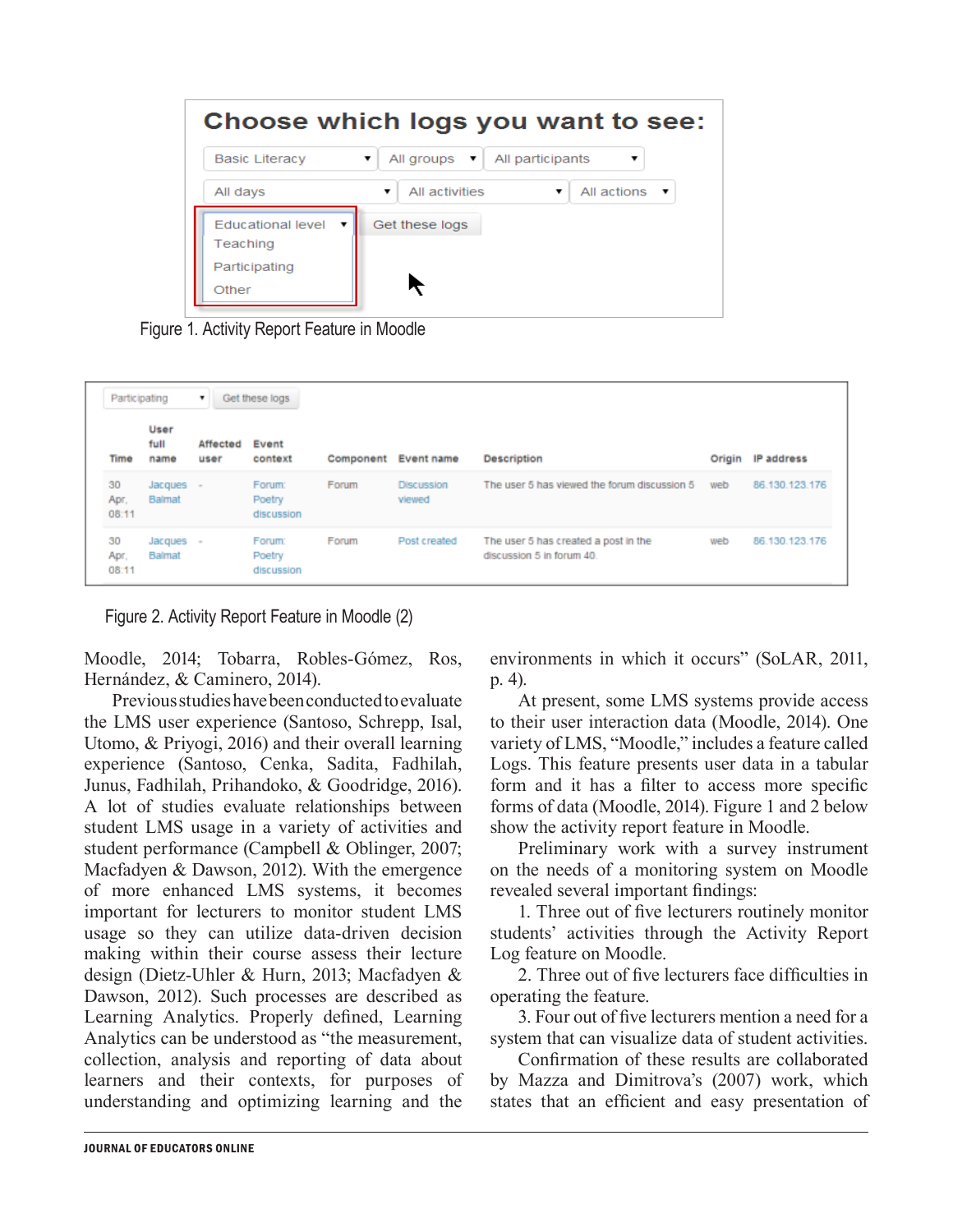Figure 1. Activity Report Feature in Moodle

Figure 2. Activity Report Feature in Moodle (2)

Moodle, 2014; Tobarra, Robles-Gómez, Ros, Hernández, & Caminero, 2014).

Previous studies have been conducted to evaluate the LMS user experience (Santoso, Schrepp, Isal, Utomo, & Priyogi, 2016) and their overall learning experience (Santoso, Cenka, Sadita, Fadhilah, Junus, Fadhilah, Prihandoko, & Goodridge, 2016). A lot of studies evaluate relationships between student LMS usage in a variety of activities and student performance (Campbell & Oblinger, 2007; Macfadyen & Dawson, 2012). With the emergence of more enhanced LMS systems, it becomes important for lecturers to monitor student LMS usage so they can utilize data-driven decision making within their course assess their lecture design (Dietz-Uhler & Hurn, 2013; Macfadyen & Dawson, 2012). Such processes are described as Learning Analytics. Properly defined, Learning Analytics can be understood as "the measurement, collection, analysis and reporting of data about learners and their contexts, for purposes of understanding and optimizing learning and the environments in which it occurs" (SoLAR, 2011, p. 4).

At present, some LMS systems provide access to their user interaction data (Moodle, 2014). One variety of LMS, "Moodle," includes a feature called Logs. This feature presents user data in a tabular form and it has a filter to access more specific forms of data (Moodle, 2014). Figure 1 and 2 below show the activity report feature in Moodle.

Preliminary work with a survey instrument on the needs of a monitoring system on Moodle revealed several important findings:

1. Three out of five lecturers routinely monitor students' activities through the Activity Report Log feature on Moodle.

2. Three out of five lecturers face difficulties in operating the feature.

3. Four out of five lecturers mention a need for a system that can visualize data of student activities.

Confirmation of these results are collaborated by Mazza and Dimitrova's (2007) work, which states that an efficient and easy presentation of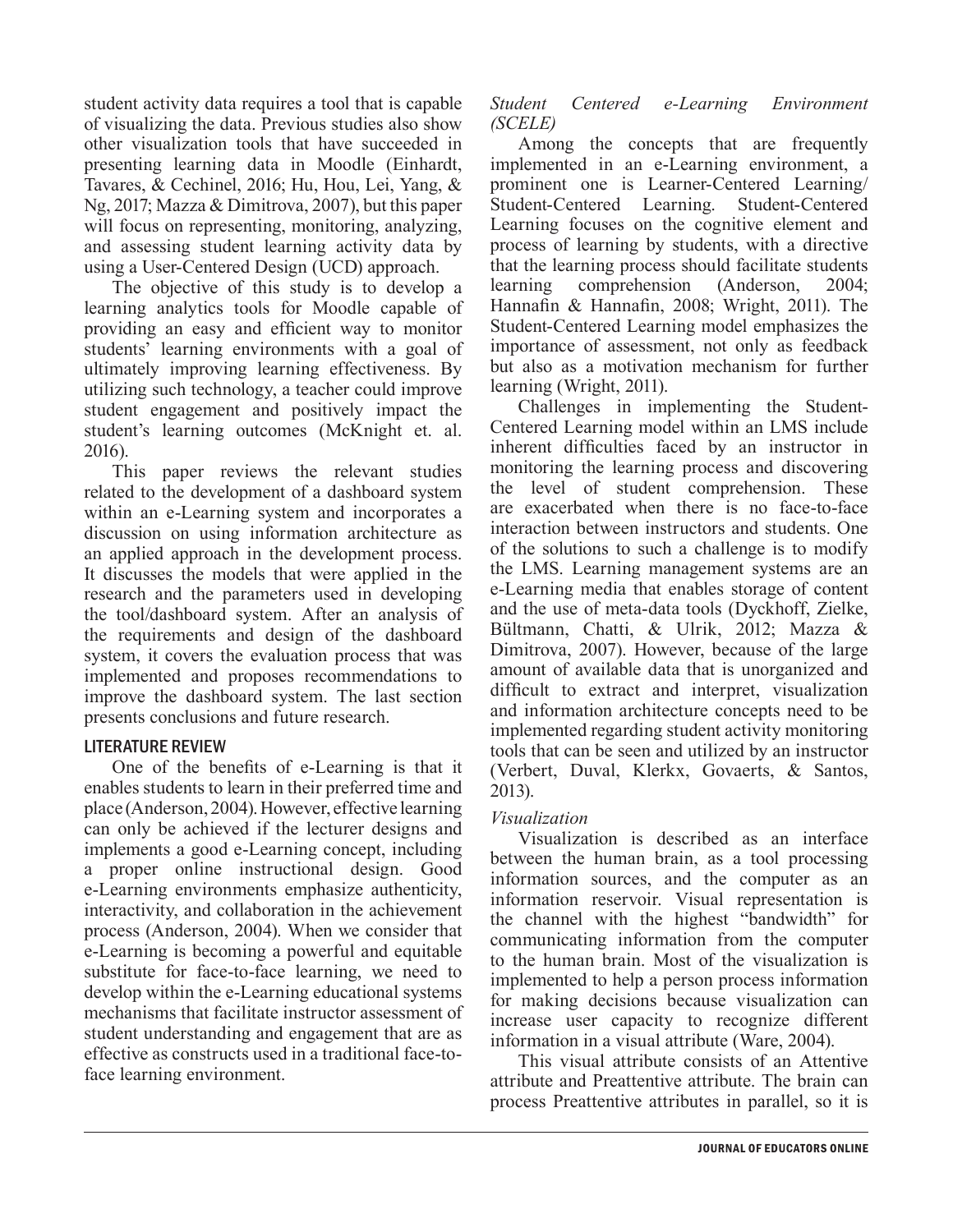student activity data requires a tool that is capable of visualizing the data. Previous studies also show other visualization tools that have succeeded in presenting learning data in Moodle (Einhardt, Tavares, & Cechinel, 2016; Hu, Hou, Lei, Yang, & Ng, 2017; Mazza & Dimitrova, 2007), but this paper will focus on representing, monitoring, analyzing, and assessing student learning activity data by using a User-Centered Design (UCD) approach.

The objective of this study is to develop a learning analytics tools for Moodle capable of providing an easy and efficient way to monitor students' learning environments with a goal of ultimately improving learning effectiveness. By utilizing such technology, a teacher could improve student engagement and positively impact the student's learning outcomes (McKnight et. al. 2016).

This paper reviews the relevant studies related to the development of a dashboard system within an e-Learning system and incorporates a discussion on using information architecture as an applied approach in the development process. It discusses the models that were applied in the research and the parameters used in developing the tool/dashboard system. After an analysis of the requirements and design of the dashboard system, it covers the evaluation process that was implemented and proposes recommendations to improve the dashboard system. The last section presents conclusions and future research.

## LITERATURE REVIEW

One of the benefits of e-Learning is that it enables students to learn in their preferred time and place (Anderson, 2004). However, effective learning can only be achieved if the lecturer designs and implements a good e-Learning concept, including a proper online instructional design. Good e-Learning environments emphasize authenticity, interactivity, and collaboration in the achievement process (Anderson, 2004). When we consider that e-Learning is becoming a powerful and equitable substitute for face-to-face learning, we need to develop within the e-Learning educational systems mechanisms that facilitate instructor assessment of student understanding and engagement that are as effective as constructs used in a traditional face-to-face learning environment.

### *Student Centered e-Learning Environment (SCELE)*

Among the concepts that are frequently implemented in an e-Learning environment, a prominent one is Learner-Centered Learning/ Student-Centered Learning. Student-Centered Learning focuses on the cognitive element and process of learning by students, with a directive that the learning process should facilitate students learning comprehension (Anderson, 2004; Hannafin & Hannafin, 2008; Wright, 2011). The Student-Centered Learning model emphasizes the importance of assessment, not only as feedback but also as a motivation mechanism for further learning (Wright, 2011).

Challenges in implementing the Student-Centered Learning model within an LMS include inherent difficulties faced by an instructor in monitoring the learning process and discovering the level of student comprehension. These are exacerbated when there is no face-to-face interaction between instructors and students. One of the solutions to such a challenge is to modify the LMS. Learning management systems are an e-Learning media that enables storage of content and the use of meta-data tools (Dyckhoff, Zielke, Bültmann, Chatti, & Ulrik, 2012; Mazza & Dimitrova, 2007). However, because of the large amount of available data that is unorganized and difficult to extract and interpret, visualization and information architecture concepts need to be implemented regarding student activity monitoring tools that can be seen and utilized by an instructor (Verbert, Duval, Klerkx, Govaerts, & Santos, 2013).

### *Visualization*

Visualization is described as an interface between the human brain, as a tool processing information sources, and the computer as an information reservoir. Visual representation is the channel with the highest "bandwidth" for communicating information from the computer to the human brain. Most of the visualization is implemented to help a person process information for making decisions because visualization can increase user capacity to recognize different information in a visual attribute (Ware, 2004).

This visual attribute consists of an Attentive attribute and Preattentive attribute. The brain can process Preattentive attributes in parallel, so it is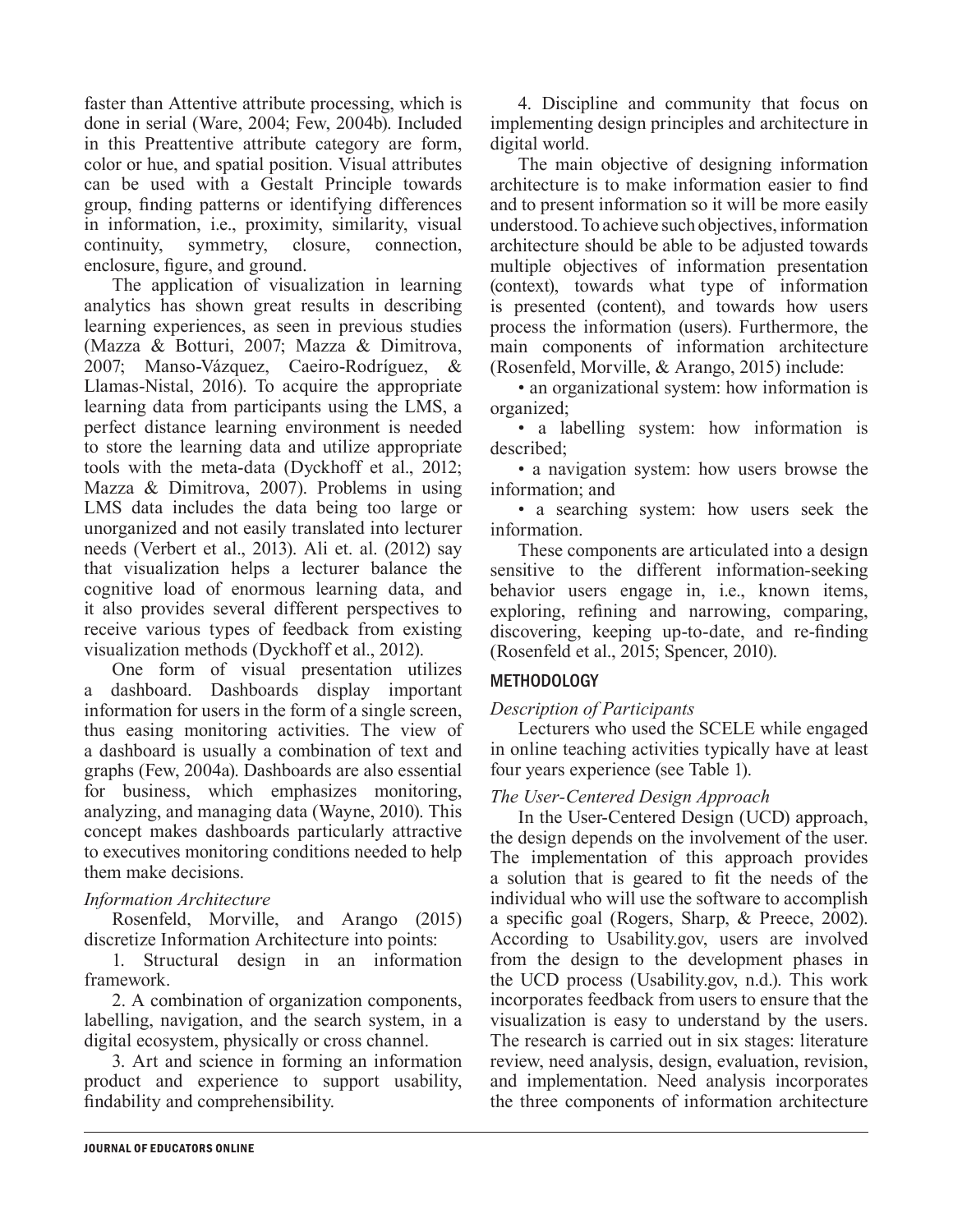faster than Attentive attribute processing, which is done in serial (Ware, 2004; Few, 2004b). Included in this Preattentive attribute category are form, color or hue, and spatial position. Visual attributes can be used with a Gestalt Principle towards group, finding patterns or identifying differences in information, i.e., proximity, similarity, visual continuity, symmetry, closure, connection, enclosure, figure, and ground.

The application of visualization in learning analytics has shown great results in describing learning experiences, as seen in previous studies (Mazza & Botturi, 2007; Mazza & Dimitrova, 2007; Manso-Vázquez, Caeiro-Rodríguez, & Llamas-Nistal, 2016). To acquire the appropriate learning data from participants using the LMS, a perfect distance learning environment is needed to store the learning data and utilize appropriate tools with the meta-data (Dyckhoff et al., 2012; Mazza & Dimitrova, 2007). Problems in using LMS data includes the data being too large or unorganized and not easily translated into lecturer needs (Verbert et al., 2013). Ali et. al. (2012) say that visualization helps a lecturer balance the cognitive load of enormous learning data, and it also provides several different perspectives to receive various types of feedback from existing visualization methods (Dyckhoff et al., 2012).

One form of visual presentation utilizes a dashboard. Dashboards display important information for users in the form of a single screen, thus easing monitoring activities. The view of a dashboard is usually a combination of text and graphs (Few, 2004a). Dashboards are also essential for business, which emphasizes monitoring, analyzing, and managing data (Wayne, 2010). This concept makes dashboards particularly attractive to executives monitoring conditions needed to help them make decisions.

### *Information Architecture*

Rosenfeld, Morville, and Arango (2015) discretize Information Architecture into points:

1. Structural design in an information framework.

2. A combination of organization components, labelling, navigation, and the search system, in a digital ecosystem, physically or cross channel.

3. Art and science in forming an information product and experience to support usability, findability and comprehensibility.

4. Discipline and community that focus on implementing design principles and architecture in digital world.

The main objective of designing information architecture is to make information easier to find and to present information so it will be more easily understood. To achieve such objectives, information architecture should be able to be adjusted towards multiple objectives of information presentation (context), towards what type of information is presented (content), and towards how users process the information (users). Furthermore, the main components of information architecture (Rosenfeld, Morville, & Arango, 2015) include:

- an organizational system: how information is organized;
- a labelling system: how information is described;
- a navigation system: how users browse the information; and
- a searching system: how users seek the information.

These components are articulated into a design sensitive to the different information-seeking behavior users engage in, i.e., known items, exploring, refining and narrowing, comparing, discovering, keeping up-to-date, and re-finding (Rosenfeld et al., 2015; Spencer, 2010).

## METHODOLOGY

### *Description of Participants*

Lecturers who used the SCELE while engaged in online teaching activities typically have at least four years experience (see Table 1).

### *The User-Centered Design Approach*

In the User-Centered Design (UCD) approach, the design depends on the involvement of the user. The implementation of this approach provides a solution that is geared to fit the needs of the individual who will use the software to accomplish a specific goal (Rogers, Sharp, & Preece, 2002). According to Usability.gov, users are involved from the design to the development phases in the UCD process (Usability.gov, n.d.). This work incorporates feedback from users to ensure that the visualization is easy to understand by the users. The research is carried out in six stages: literature review, need analysis, design, evaluation, revision, and implementation. Need analysis incorporates the three components of information architecture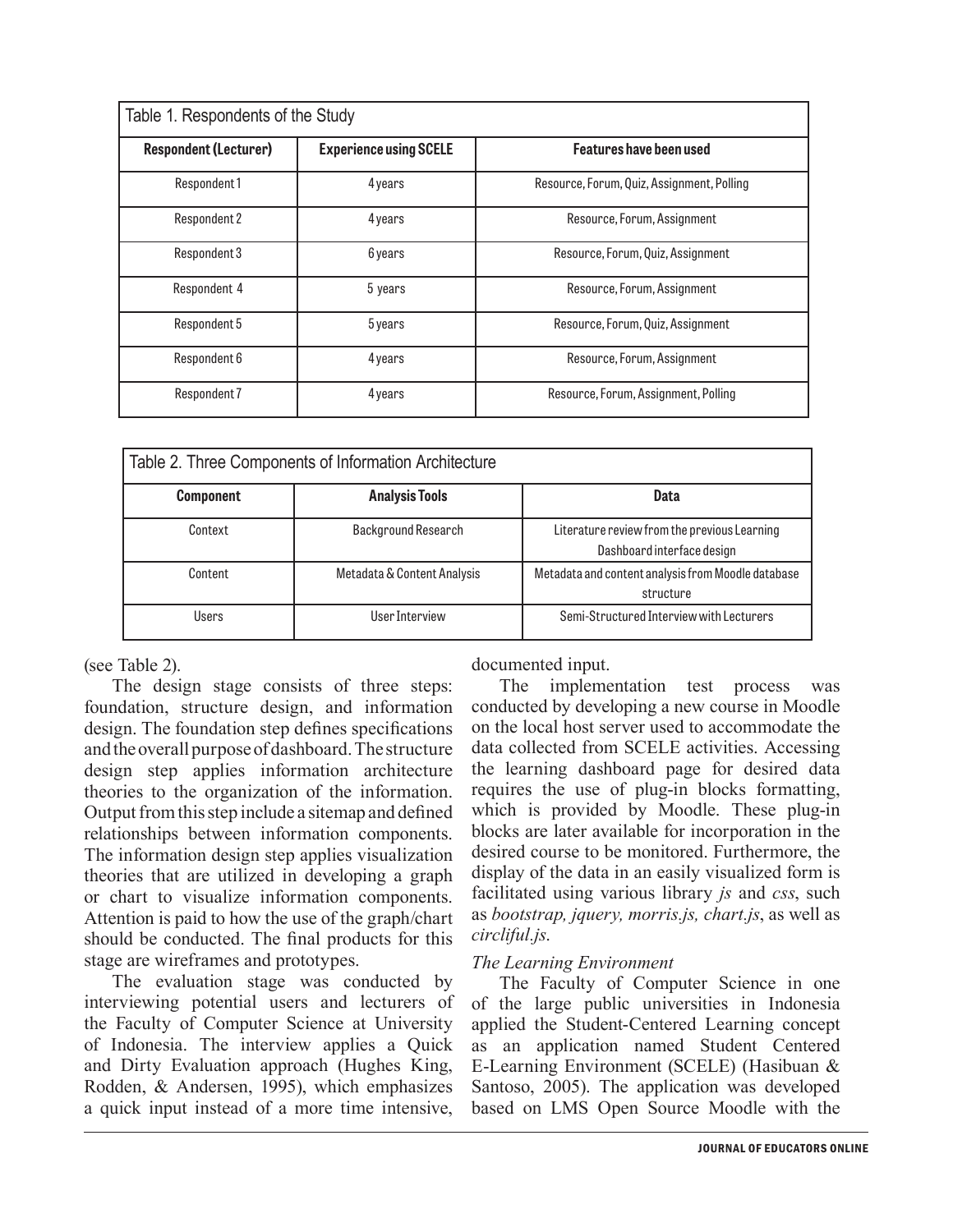Table 1. Respondents of the Study

| Respondent (Lecturer) | Experience using SCELE | Features have been used |
|---|---|---|
| Respondent 1 | 4 years | Resource, Forum, Quiz, Assignment, Polling |
| Respondent 2 | 4 years | Resource, Forum, Assignment |
| Respondent 3 | 6 years | Resource, Forum, Quiz, Assignment |
| Respondent 4 | 5 years | Resource, Forum, Assignment |
| Respondent 5 | 5 years | Resource, Forum, Quiz, Assignment |
| Respondent 6 | 4 years | Resource, Forum, Assignment |
| Respondent 7 | 4 years | Resource, Forum, Assignment, Polling |

Table 2. Three Components of Information Architecture

| Component | Analysis Tools | Data |
|---|---|---|
| Context | Background Research | Literature review from the previous Learning Dashboard interface design |
| Content | Metadata & Content Analysis | Metadata and content analysis from Moodle database structure |
| Users | User Interview | Semi-Structured Interview with Lecturers |

(see Table 2).

The design stage consists of three steps: foundation, structure design, and information design. The foundation step defines specifications and the overall purpose of dashboard. The structure design step applies information architecture theories to the organization of the information. Output from this step include a sitemap and defined relationships between information components. The information design step applies visualization theories that are utilized in developing a graph or chart to visualize information components. Attention is paid to how the use of the graph/chart should be conducted. The final products for this stage are wireframes and prototypes.

The evaluation stage was conducted by interviewing potential users and lecturers of the Faculty of Computer Science at University of Indonesia. The interview applies a Quick and Dirty Evaluation approach (Hughes King, Rodden, & Andersen, 1995), which emphasizes a quick input instead of a more time intensive, documented input.

The implementation test process was conducted by developing a new course in Moodle on the local host server used to accommodate the data collected from SCELE activities. Accessing the learning dashboard page for desired data requires the use of plug-in blocks formatting, which is provided by Moodle. These plug-in blocks are later available for incorporation in the desired course to be monitored. Furthermore, the display of the data in an easily visualized form is facilitated using various library *js* and *css*, such as *bootstrap, jquery, morris.js, chart.js*, as well as *circliful.js*.

*The Learning Environment*

The Faculty of Computer Science in one of the large public universities in Indonesia applied the Student-Centered Learning concept as an application named Student Centered E-Learning Environment (SCELE) (Hasibuan & Santoso, 2005). The application was developed based on LMS Open Source Moodle with the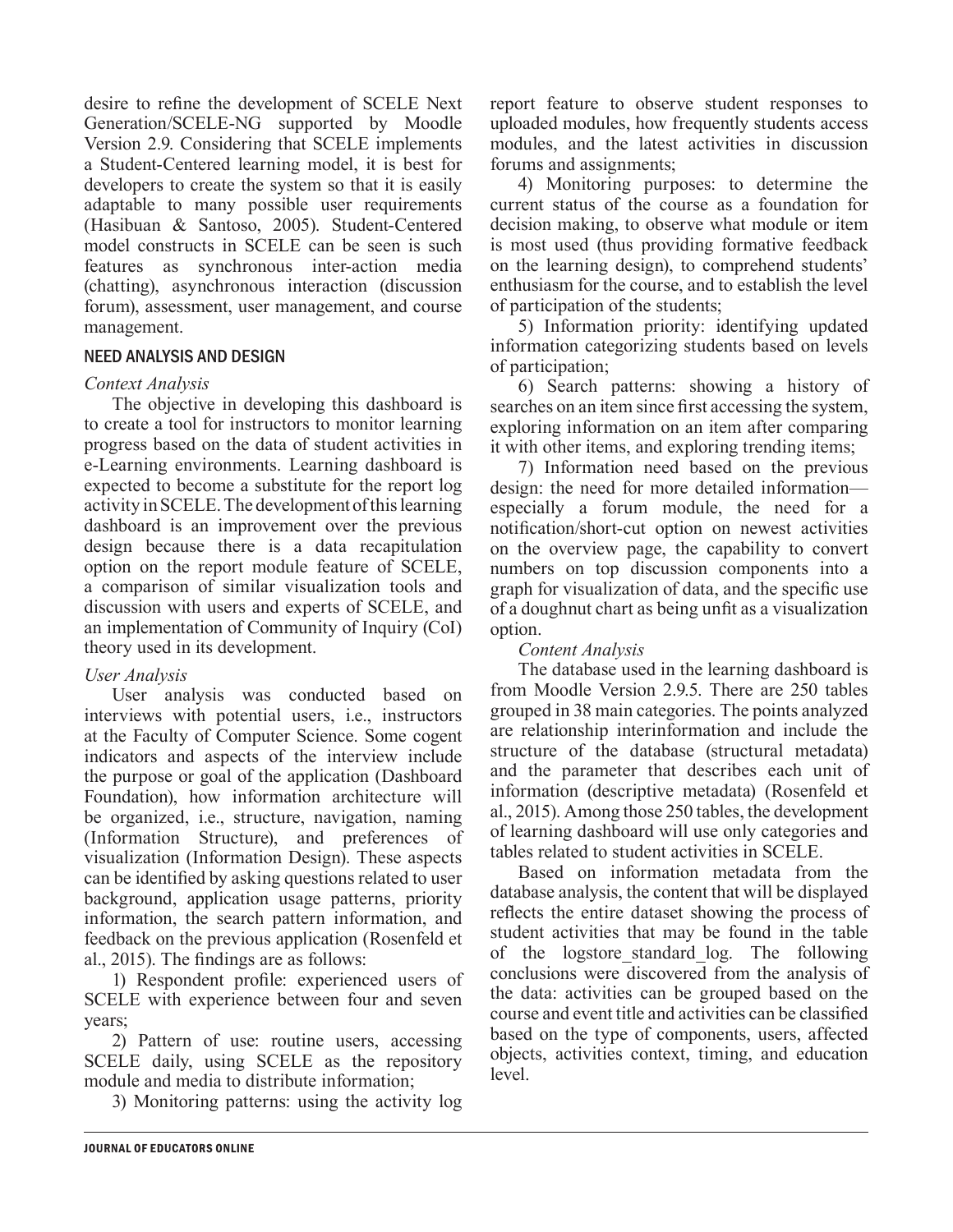desire to refine the development of SCELE Next Generation/SCELE-NG supported by Moodle Version 2.9. Considering that SCELE implements a Student-Centered learning model, it is best for developers to create the system so that it is easily adaptable to many possible user requirements (Hasibuan & Santoso, 2005). Student-Centered model constructs in SCELE can be seen is such features as synchronous inter-action media (chatting), asynchronous interaction (discussion forum), assessment, user management, and course management.

## NEED ANALYSIS AND DESIGN

*Context Analysis*

The objective in developing this dashboard is to create a tool for instructors to monitor learning progress based on the data of student activities in e-Learning environments. Learning dashboard is expected to become a substitute for the report log activity in SCELE. The development of this learning dashboard is an improvement over the previous design because there is a data recapitulation option on the report module feature of SCELE, a comparison of similar visualization tools and discussion with users and experts of SCELE, and an implementation of Community of Inquiry (CoI) theory used in its development.

*User Analysis*

User analysis was conducted based on interviews with potential users, i.e., instructors at the Faculty of Computer Science. Some cogent indicators and aspects of the interview include the purpose or goal of the application (Dashboard Foundation), how information architecture will be organized, i.e., structure, navigation, naming (Information Structure), and preferences of visualization (Information Design). These aspects can be identified by asking questions related to user background, application usage patterns, priority information, the search pattern information, and feedback on the previous application (Rosenfeld et al., 2015). The findings are as follows:

1) Respondent profile: experienced users of SCELE with experience between four and seven years;

2) Pattern of use: routine users, accessing SCELE daily, using SCELE as the repository module and media to distribute information;

3) Monitoring patterns: using the activity log report feature to observe student responses to uploaded modules, how frequently students access modules, and the latest activities in discussion forums and assignments;

4) Monitoring purposes: to determine the current status of the course as a foundation for decision making, to observe what module or item is most used (thus providing formative feedback on the learning design), to comprehend students' enthusiasm for the course, and to establish the level of participation of the students;

5) Information priority: identifying updated information categorizing students based on levels of participation;

6) Search patterns: showing a history of searches on an item since first accessing the system, exploring information on an item after comparing it with other items, and exploring trending items;

7) Information need based on the previous design: the need for more detailed information—especially a forum module, the need for a notification/short-cut option on newest activities on the overview page, the capability to convert numbers on top discussion components into a graph for visualization of data, and the specific use of a doughnut chart as being unfit as a visualization option.

*Content Analysis*

The database used in the learning dashboard is from Moodle Version 2.9.5. There are 250 tables grouped in 38 main categories. The points analyzed are relationship interinformation and include the structure of the database (structural metadata) and the parameter that describes each unit of information (descriptive metadata) (Rosenfeld et al., 2015). Among those 250 tables, the development of learning dashboard will use only categories and tables related to student activities in SCELE.

Based on information metadata from the database analysis, the content that will be displayed reflects the entire dataset showing the process of student activities that may be found in the table of the logstore_standard_log. The following conclusions were discovered from the analysis of the data: activities can be grouped based on the course and event title and activities can be classified based on the type of components, users, affected objects, activities context, timing, and education level.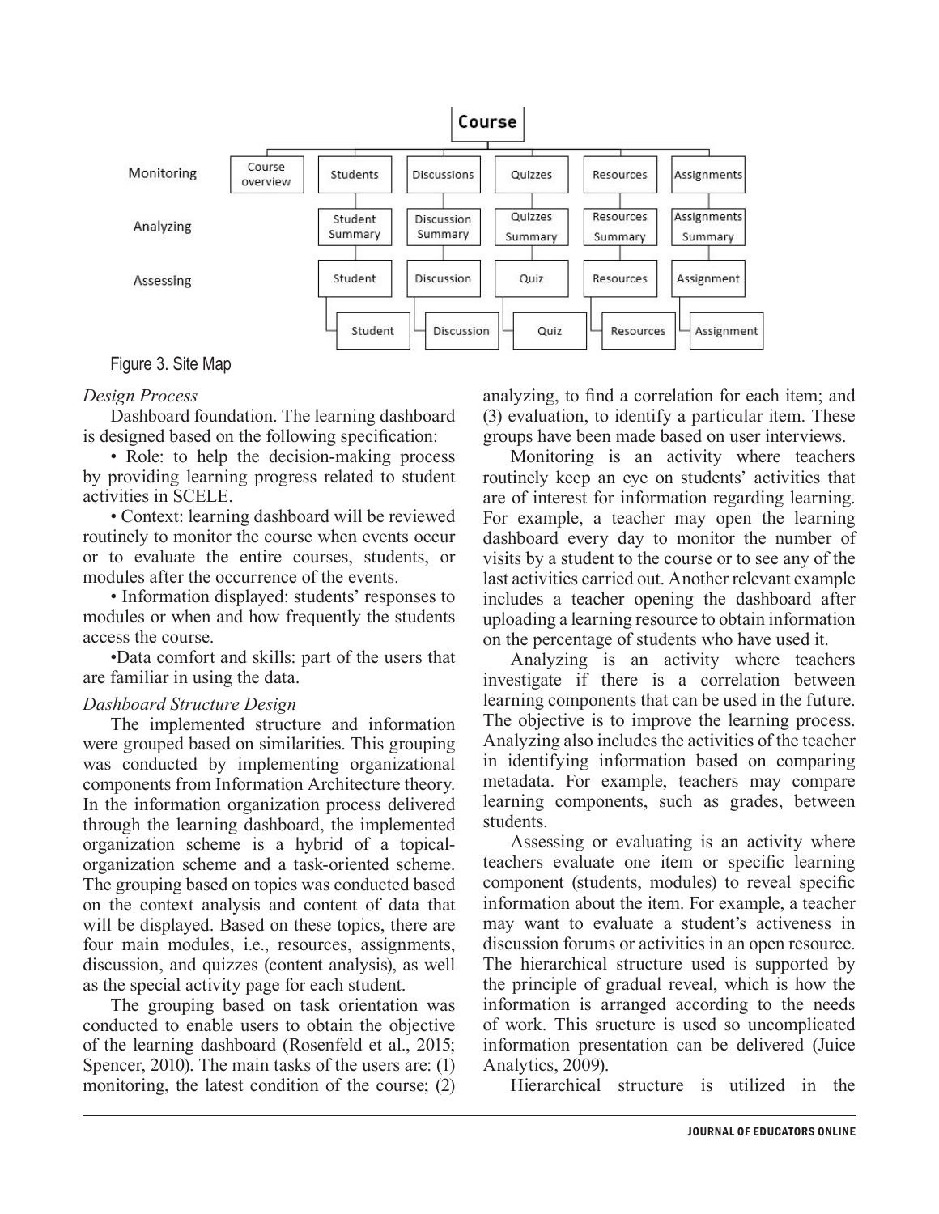Figure 3. Site Map

*Design Process*

Dashboard foundation. The learning dashboard is designed based on the following specification:

• Role: to help the decision-making process by providing learning progress related to student activities in SCELE.

• Context: learning dashboard will be reviewed routinely to monitor the course when events occur or to evaluate the entire courses, students, or modules after the occurrence of the events.

• Information displayed: students' responses to modules or when and how frequently the students access the course.

•Data comfort and skills: part of the users that are familiar in using the data.

*Dashboard Structure Design*

The implemented structure and information were grouped based on similarities. This grouping was conducted by implementing organizational components from Information Architecture theory. In the information organization process delivered through the learning dashboard, the implemented organization scheme is a hybrid of a topical-organization scheme and a task-oriented scheme. The grouping based on topics was conducted based on the context analysis and content of data that will be displayed. Based on these topics, there are four main modules, i.e., resources, assignments, discussion, and quizzes (content analysis), as well as the special activity page for each student.

The grouping based on task orientation was conducted to enable users to obtain the objective of the learning dashboard (Rosenfeld et al., 2015; Spencer, 2010). The main tasks of the users are: (1) monitoring, the latest condition of the course; (2) analyzing, to find a correlation for each item; and (3) evaluation, to identify a particular item. These groups have been made based on user interviews.

Monitoring is an activity where teachers routinely keep an eye on students' activities that are of interest for information regarding learning. For example, a teacher may open the learning dashboard every day to monitor the number of visits by a student to the course or to see any of the last activities carried out. Another relevant example includes a teacher opening the dashboard after uploading a learning resource to obtain information on the percentage of students who have used it.

Analyzing is an activity where teachers investigate if there is a correlation between learning components that can be used in the future. The objective is to improve the learning process. Analyzing also includes the activities of the teacher in identifying information based on comparing metadata. For example, teachers may compare learning components, such as grades, between students.

Assessing or evaluating is an activity where teachers evaluate one item or specific learning component (students, modules) to reveal specific information about the item. For example, a teacher may want to evaluate a student's activeness in discussion forums or activities in an open resource. The hierarchical structure used is supported by the principle of gradual reveal, which is how the information is arranged according to the needs of work. This sructure is used so uncomplicated information presentation can be delivered (Juice Analytics, 2009).

Hierarchical structure is utilized in the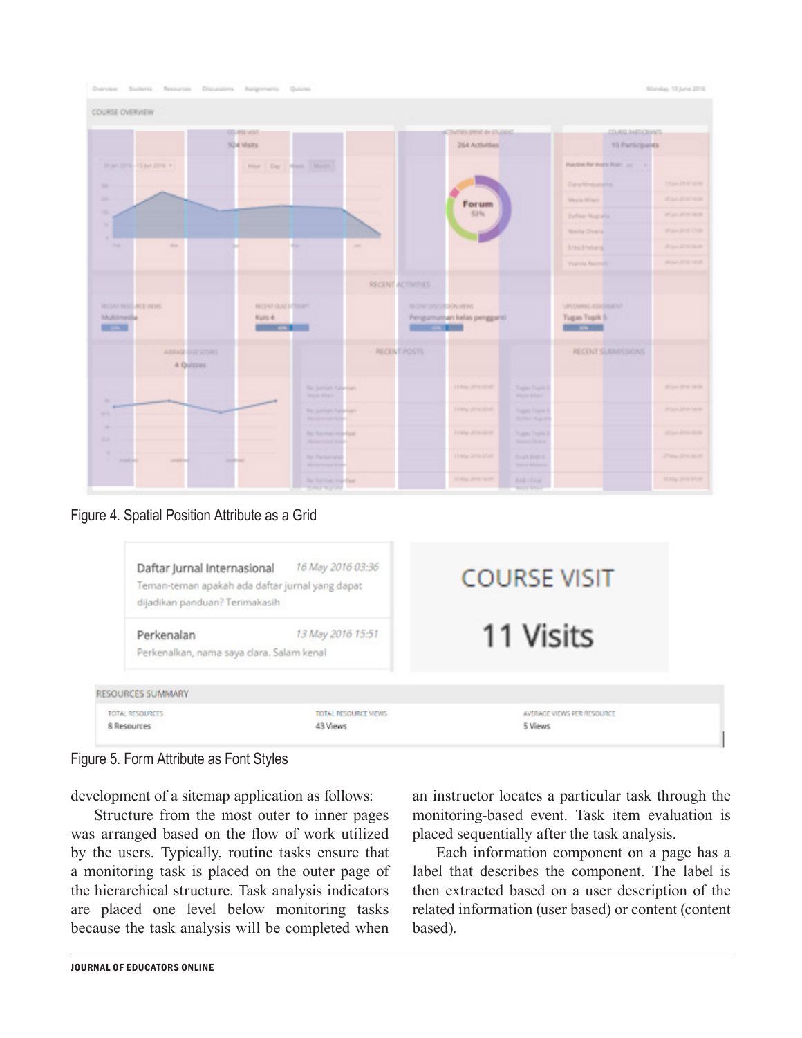Figure 4. Spatial Position Attribute as a Grid

Figure 5. Form Attribute as Font Styles

development of a sitemap application as follows:

Structure from the most outer to inner pages was arranged based on the flow of work utilized by the users. Typically, routine tasks ensure that a monitoring task is placed on the outer page of the hierarchical structure. Task analysis indicators are placed one level below monitoring tasks because the task analysis will be completed when an instructor locates a particular task through the monitoring-based event. Task item evaluation is placed sequentially after the task analysis.

Each information component on a page has a label that describes the component. The label is then extracted based on a user description of the related information (user based) or content (content based).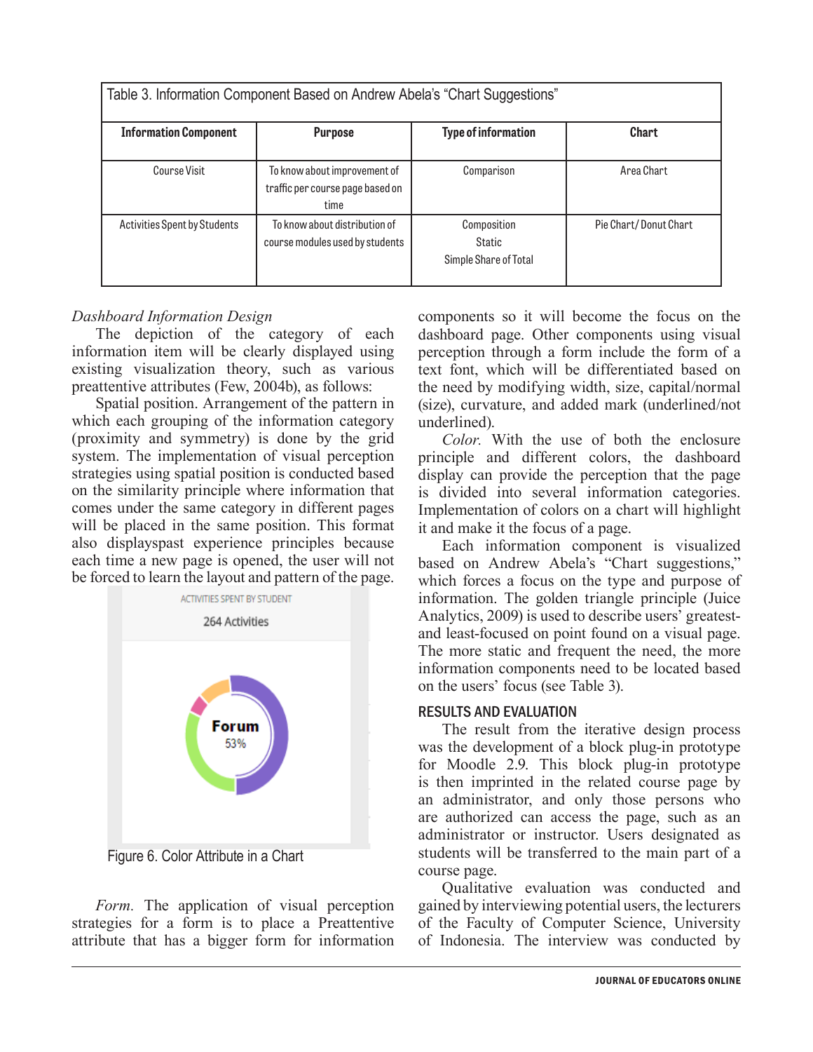| Table 3. Information Component Based on Andrew Abela's "Chart Suggestions" | | | |
|---|---|---|---|
| **Information Component** | **Purpose** | **Type of information** | **Chart** |
| Course Visit | To know about improvement of traffic per course page based on time | Comparison | Area Chart |
| Activities Spent by Students | To know about distribution of course modules used by students | Composition Static Simple Share of Total | Pie Chart/ Donut Chart |

*Dashboard Information Design*

The depiction of the category of each information item will be clearly displayed using existing visualization theory, such as various preattentive attributes (Few, 2004b), as follows:

Spatial position. Arrangement of the pattern in which each grouping of the information category (proximity and symmetry) is done by the grid system. The implementation of visual perception strategies using spatial position is conducted based on the similarity principle where information that comes under the same category in different pages will be placed in the same position. This format also displayspast experience principles because each time a new page is opened, the user will not be forced to learn the layout and pattern of the page.

Figure 6. Color Attribute in a Chart

*Form.* The application of visual perception strategies for a form is to place a Preattentive attribute that has a bigger form for information components so it will become the focus on the dashboard page. Other components using visual perception through a form include the form of a text font, which will be differentiated based on the need by modifying width, size, capital/normal (size), curvature, and added mark (underlined/not underlined).

*Color.* With the use of both the enclosure principle and different colors, the dashboard display can provide the perception that the page is divided into several information categories. Implementation of colors on a chart will highlight it and make it the focus of a page.

Each information component is visualized based on Andrew Abela's "Chart suggestions," which forces a focus on the type and purpose of information. The golden triangle principle (Juice Analytics, 2009) is used to describe users' greatest- and least-focused on point found on a visual page. The more static and frequent the need, the more information components need to be located based on the users' focus (see Table 3).

## RESULTS AND EVALUATION

The result from the iterative design process was the development of a block plug-in prototype for Moodle 2.9. This block plug-in prototype is then imprinted in the related course page by an administrator, and only those persons who are authorized can access the page, such as an administrator or instructor. Users designated as students will be transferred to the main part of a course page.

Qualitative evaluation was conducted and gained by interviewing potential users, the lecturers of the Faculty of Computer Science, University of Indonesia. The interview was conducted by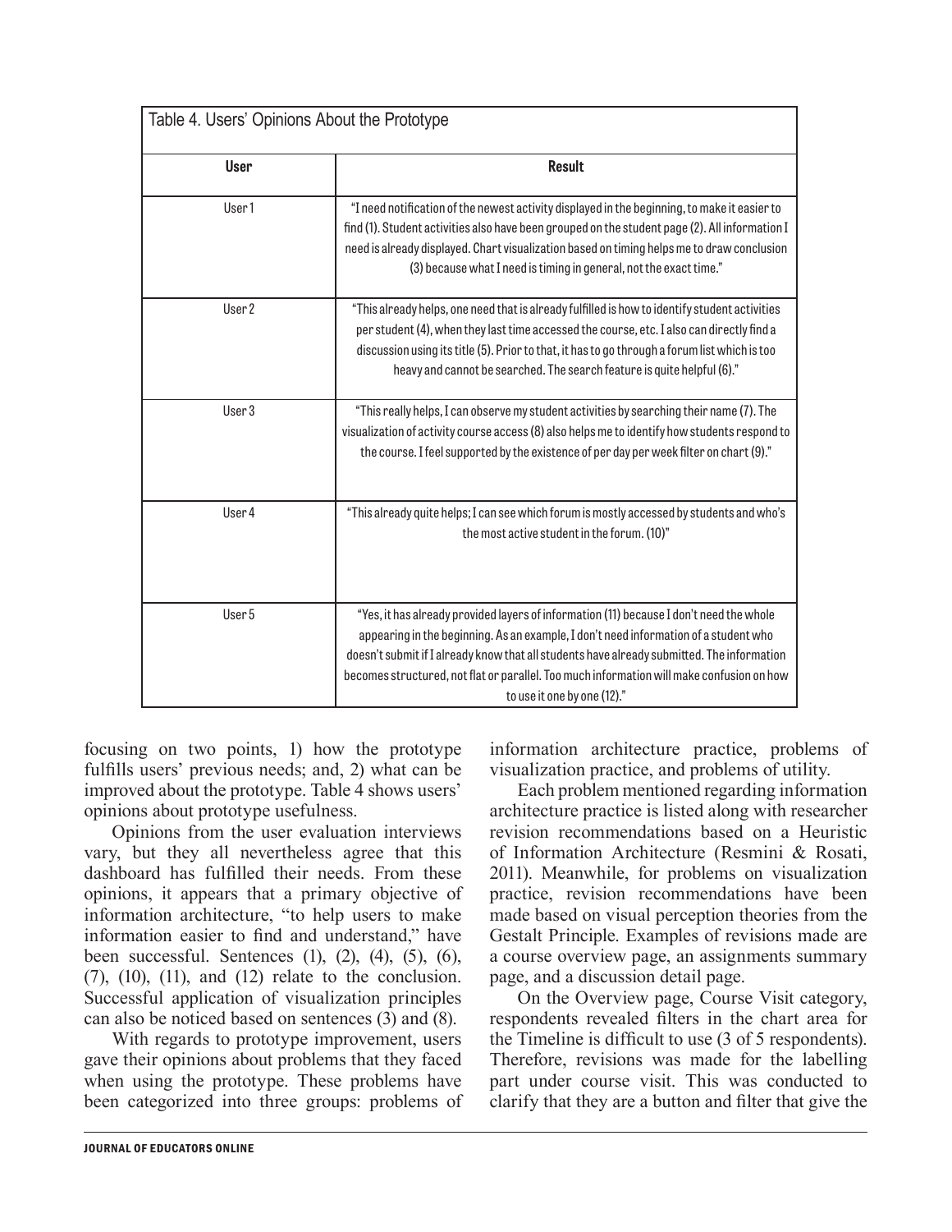Table 4. Users' Opinions About the Prototype

| User | Result |
| --- | --- |
| User 1 | "I need notification of the newest activity displayed in the beginning, to make it easier to find (1). Student activities also have been grouped on the student page (2). All information I need is already displayed. Chart visualization based on timing helps me to draw conclusion (3) because what I need is timing in general, not the exact time." |
| User 2 | "This already helps, one need that is already fulfilled is how to identify student activities per student (4), when they last time accessed the course, etc. I also can directly find a discussion using its title (5). Prior to that, it has to go through a forum list which is too heavy and cannot be searched. The search feature is quite helpful (6)." |
| User 3 | "This really helps, I can observe my student activities by searching their name (7). The visualization of activity course access (8) also helps me to identify how students respond to the course. I feel supported by the existence of per day per week filter on chart (9)." |
| User 4 | "This already quite helps; I can see which forum is mostly accessed by students and who's the most active student in the forum. (10)" |
| User 5 | "Yes, it has already provided layers of information (11) because I don't need the whole appearing in the beginning. As an example, I don't need information of a student who doesn't submit if I already know that all students have already submitted. The information becomes structured, not flat or parallel. Too much information will make confusion on how to use it one by one (12)." |

focusing on two points, 1) how the prototype fulfills users' previous needs; and, 2) what can be improved about the prototype. Table 4 shows users' opinions about prototype usefulness.

Opinions from the user evaluation interviews vary, but they all nevertheless agree that this dashboard has fulfilled their needs. From these opinions, it appears that a primary objective of information architecture, "to help users to make information easier to find and understand," have been successful. Sentences (1), (2), (4), (5), (6), (7), (10), (11), and (12) relate to the conclusion. Successful application of visualization principles can also be noticed based on sentences (3) and (8).

With regards to prototype improvement, users gave their opinions about problems that they faced when using the prototype. These problems have been categorized into three groups: problems of information architecture practice, problems of visualization practice, and problems of utility.

Each problem mentioned regarding information architecture practice is listed along with researcher revision recommendations based on a Heuristic of Information Architecture (Resmini & Rosati, 2011). Meanwhile, for problems on visualization practice, revision recommendations have been made based on visual perception theories from the Gestalt Principle. Examples of revisions made are a course overview page, an assignments summary page, and a discussion detail page.

On the Overview page, Course Visit category, respondents revealed filters in the chart area for the Timeline is difficult to use (3 of 5 respondents). Therefore, revisions was made for the labelling part under course visit. This was conducted to clarify that they are a button and filter that give the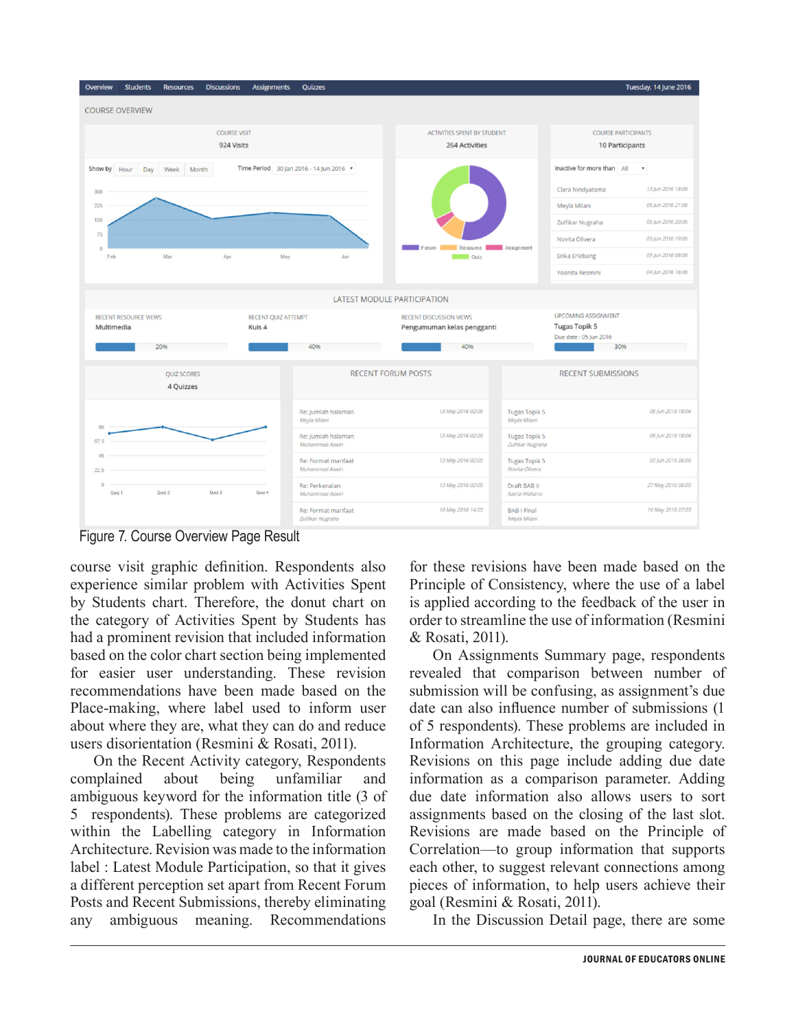Figure 7. Course Overview Page Result

course visit graphic definition. Respondents also experience similar problem with Activities Spent by Students chart. Therefore, the donut chart on the category of Activities Spent by Students has had a prominent revision that included information based on the color chart section being implemented for easier user understanding. These revision recommendations have been made based on the Place-making, where label used to inform user about where they are, what they can do and reduce users disorientation (Resmini & Rosati, 2011).

On the Recent Activity category, Respondents complained about being unfamiliar and ambiguous keyword for the information title (3 of 5 respondents). These problems are categorized within the Labelling category in Information Architecture. Revision was made to the information label : Latest Module Participation, so that it gives a different perception set apart from Recent Forum Posts and Recent Submissions, thereby eliminating any ambiguous meaning. Recommendations for these revisions have been made based on the Principle of Consistency, where the use of a label is applied according to the feedback of the user in order to streamline the use of information (Resmini & Rosati, 2011).

On Assignments Summary page, respondents revealed that comparison between number of submission will be confusing, as assignment's due date can also influence number of submissions (1 of 5 respondents). These problems are included in Information Architecture, the grouping category. Revisions on this page include adding due date information as a comparison parameter. Adding due date information also allows users to sort assignments based on the closing of the last slot. Revisions are made based on the Principle of Correlation—to group information that supports each other, to suggest relevant connections among pieces of information, to help users achieve their goal (Resmini & Rosati, 2011).

In the Discussion Detail page, there are some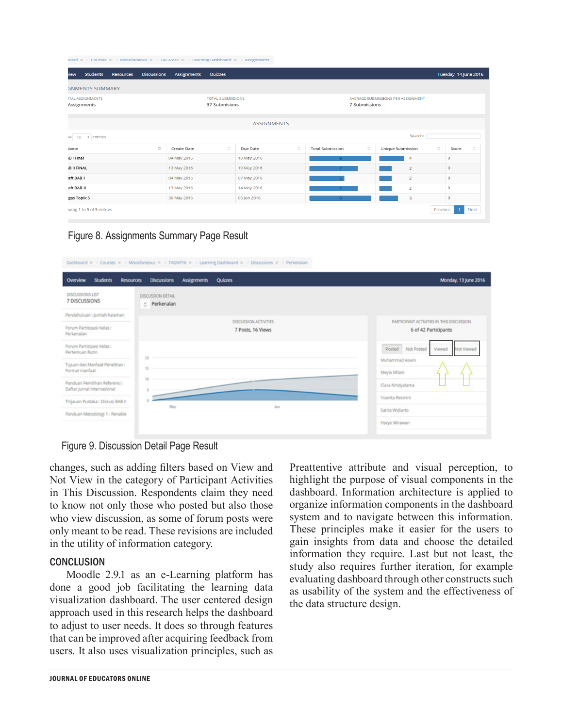Figure 8. Assignments Summary Page Result

Figure 9. Discussion Detail Page Result

changes, such as adding filters based on View and Not View in the category of Participant Activities in This Discussion. Respondents claim they need to know not only those who posted but also those who view discussion, as some of forum posts were only meant to be read. These revisions are included in the utility of information category.

## CONCLUSION

Moodle 2.9.1 as an e-Learning platform has done a good job facilitating the learning data visualization dashboard. The user centered design approach used in this research helps the dashboard to adjust to user needs. It does so through features that can be improved after acquiring feedback from users. It also uses visualization principles, such as Preattentive attribute and visual perception, to highlight the purpose of visual components in the dashboard. Information architecture is applied to organize information components in the dashboard system and to navigate between this information. These principles make it easier for the users to gain insights from data and choose the detailed information they require. Last but not least, the study also requires further iteration, for example evaluating dashboard through other constructs such as usability of the system and the effectiveness of the data structure design.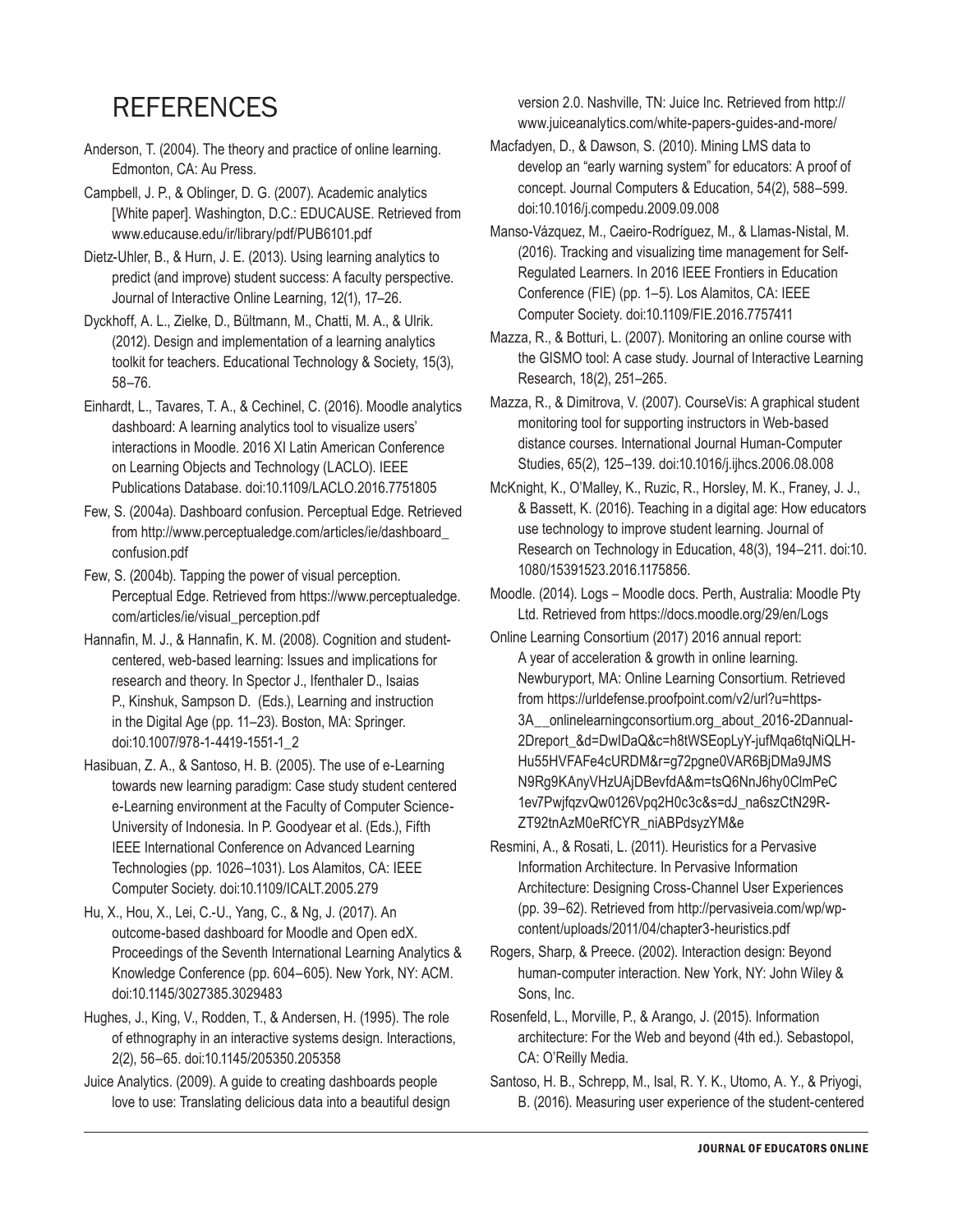# REFERENCES

Anderson, T. (2004). The theory and practice of online learning. Edmonton, CA: Au Press.

Campbell, J. P., & Oblinger, D. G. (2007). Academic analytics [White paper]. Washington, D.C.: EDUCAUSE. Retrieved from www.educause.edu/ir/library/pdf/PUB6101.pdf

Dietz-Uhler, B., & Hurn, J. E. (2013). Using learning analytics to predict (and improve) student success: A faculty perspective. Journal of Interactive Online Learning, 12(1), 17–26.

Dyckhoff, A. L., Zielke, D., Bültmann, M., Chatti, M. A., & Ulrik. (2012). Design and implementation of a learning analytics toolkit for teachers. Educational Technology & Society, 15(3), 58–76.

Einhardt, L., Tavares, T. A., & Cechinel, C. (2016). Moodle analytics dashboard: A learning analytics tool to visualize users' interactions in Moodle. 2016 XI Latin American Conference on Learning Objects and Technology (LACLO). IEEE Publications Database. doi:10.1109/LACLO.2016.7751805

Few, S. (2004a). Dashboard confusion. Perceptual Edge. Retrieved from http://www.perceptualedge.com/articles/ie/dashboard_confusion.pdf

Few, S. (2004b). Tapping the power of visual perception. Perceptual Edge. Retrieved from https://www.perceptualedge.com/articles/ie/visual_perception.pdf

Hannafin, M. J., & Hannafin, K. M. (2008). Cognition and student-centered, web-based learning: Issues and implications for research and theory. In Spector J., Ifenthaler D., Isaias P., Kinshuk, Sampson D. (Eds.), Learning and instruction in the Digital Age (pp. 11–23). Boston, MA: Springer. doi:10.1007/978-1-4419-1551-1_2

Hasibuan, Z. A., & Santoso, H. B. (2005). The use of e-Learning towards new learning paradigm: Case study student centered e-Learning environment at the Faculty of Computer Science-University of Indonesia. In P. Goodyear et al. (Eds.), Fifth IEEE International Conference on Advanced Learning Technologies (pp. 1026–1031). Los Alamitos, CA: IEEE Computer Society. doi:10.1109/ICALT.2005.279

Hu, X., Hou, X., Lei, C.-U., Yang, C., & Ng, J. (2017). An outcome-based dashboard for Moodle and Open edX. Proceedings of the Seventh International Learning Analytics & Knowledge Conference (pp. 604–605). New York, NY: ACM. doi:10.1145/3027385.3029483

Hughes, J., King, V., Rodden, T., & Andersen, H. (1995). The role of ethnography in an interactive systems design. Interactions, 2(2), 56–65. doi:10.1145/205350.205358

Juice Analytics. (2009). A guide to creating dashboards people love to use: Translating delicious data into a beautiful design version 2.0. Nashville, TN: Juice Inc. Retrieved from http://www.juiceanalytics.com/white-papers-guides-and-more/

Macfadyen, D., & Dawson, S. (2010). Mining LMS data to develop an "early warning system" for educators: A proof of concept. Journal Computers & Education, 54(2), 588–599. doi:10.1016/j.compedu.2009.09.008

Manso-Vázquez, M., Caeiro-Rodríguez, M., & Llamas-Nistal, M. (2016). Tracking and visualizing time management for Self-Regulated Learners. In 2016 IEEE Frontiers in Education Conference (FIE) (pp. 1–5). Los Alamitos, CA: IEEE Computer Society. doi:10.1109/FIE.2016.7757411

Mazza, R., & Botturi, L. (2007). Monitoring an online course with the GISMO tool: A case study. Journal of Interactive Learning Research, 18(2), 251–265.

Mazza, R., & Dimitrova, V. (2007). CourseVis: A graphical student monitoring tool for supporting instructors in Web-based distance courses. International Journal Human-Computer Studies, 65(2), 125–139. doi:10.1016/j.ijhcs.2006.08.008

McKnight, K., O'Malley, K., Ruzic, R., Horsley, M. K., Franey, J. J., & Bassett, K. (2016). Teaching in a digital age: How educators use technology to improve student learning. Journal of Research on Technology in Education, 48(3), 194–211. doi:10.1080/15391523.2016.1175856.

Moodle. (2014). Logs – Moodle docs. Perth, Australia: Moodle Pty Ltd. Retrieved from https://docs.moodle.org/29/en/Logs

Online Learning Consortium (2017) 2016 annual report: A year of acceleration & growth in online learning. Newburyport, MA: Online Learning Consortium. Retrieved from https://urldefense.proofpoint.com/v2/url?u=https-3A__onlinelearningconsortium.org_about_2016-2Dannual-2Dreport_&d=DwIDaQ&c=h8tWSEopLyY-jufMqa6tqNiQLH-Hu55HVFAFe4cURDM&r=g72pgne0VAR6BjDMa9JMSN9Rg9KAnyVHzUAjDBevfdA&m=tsQ6NnJ6hy0ClmPeC1ev7PwjfqzvQw0126Vpq2H0c3c&s=dJ_na6szCtN29R-ZT92tnAzM0eRfCYR_niABPdsyzYM&e

Resmini, A., & Rosati, L. (2011). Heuristics for a Pervasive Information Architecture. In Pervasive Information Architecture: Designing Cross-Channel User Experiences (pp. 39–62). Retrieved from http://pervasiveia.com/wp/wp-content/uploads/2011/04/chapter3-heuristics.pdf

Rogers, Sharp, & Preece. (2002). Interaction design: Beyond human-computer interaction. New York, NY: John Wiley & Sons, Inc.

Rosenfeld, L., Morville, P., & Arango, J. (2015). Information architecture: For the Web and beyond (4th ed.). Sebastopol, CA: O'Reilly Media.

Santoso, H. B., Schrepp, M., Isal, R. Y. K., Utomo, A. Y., & Priyogi, B. (2016). Measuring user experience of the student-centered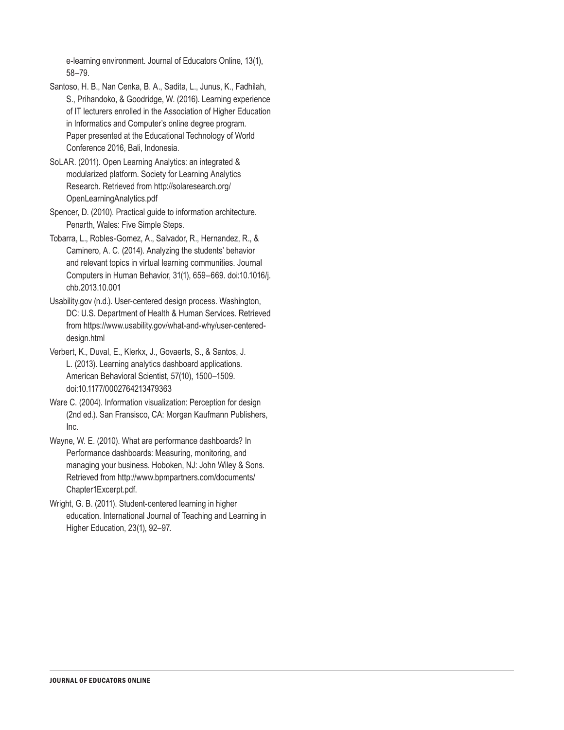e-learning environment. Journal of Educators Online, 13(1), 58–79.

Santoso, H. B., Nan Cenka, B. A., Sadita, L., Junus, K., Fadhilah, S., Prihandoko, & Goodridge, W. (2016). Learning experience of IT lecturers enrolled in the Association of Higher Education in Informatics and Computer's online degree program. Paper presented at the Educational Technology of World Conference 2016, Bali, Indonesia.

SoLAR. (2011). Open Learning Analytics: an integrated & modularized platform. Society for Learning Analytics Research. Retrieved from http://solaresearch.org/OpenLearningAnalytics.pdf

Spencer, D. (2010). Practical guide to information architecture. Penarth, Wales: Five Simple Steps.

Tobarra, L., Robles-Gomez, A., Salvador, R., Hernandez, R., & Caminero, A. C. (2014). Analyzing the students' behavior and relevant topics in virtual learning communities. Journal Computers in Human Behavior, 31(1), 659–669. doi:10.1016/j.chb.2013.10.001

Usability.gov (n.d.). User-centered design process. Washington, DC: U.S. Department of Health & Human Services. Retrieved from https://www.usability.gov/what-and-why/user-centered-design.html

Verbert, K., Duval, E., Klerkx, J., Govaerts, S., & Santos, J. L. (2013). Learning analytics dashboard applications. American Behavioral Scientist, 57(10), 1500–1509. doi:10.1177/0002764213479363

Ware C. (2004). Information visualization: Perception for design (2nd ed.). San Fransisco, CA: Morgan Kaufmann Publishers, Inc.

Wayne, W. E. (2010). What are performance dashboards? In Performance dashboards: Measuring, monitoring, and managing your business. Hoboken, NJ: John Wiley & Sons. Retrieved from http://www.bpmpartners.com/documents/Chapter1Excerpt.pdf.

Wright, G. B. (2011). Student-centered learning in higher education. International Journal of Teaching and Learning in Higher Education, 23(1), 92–97.